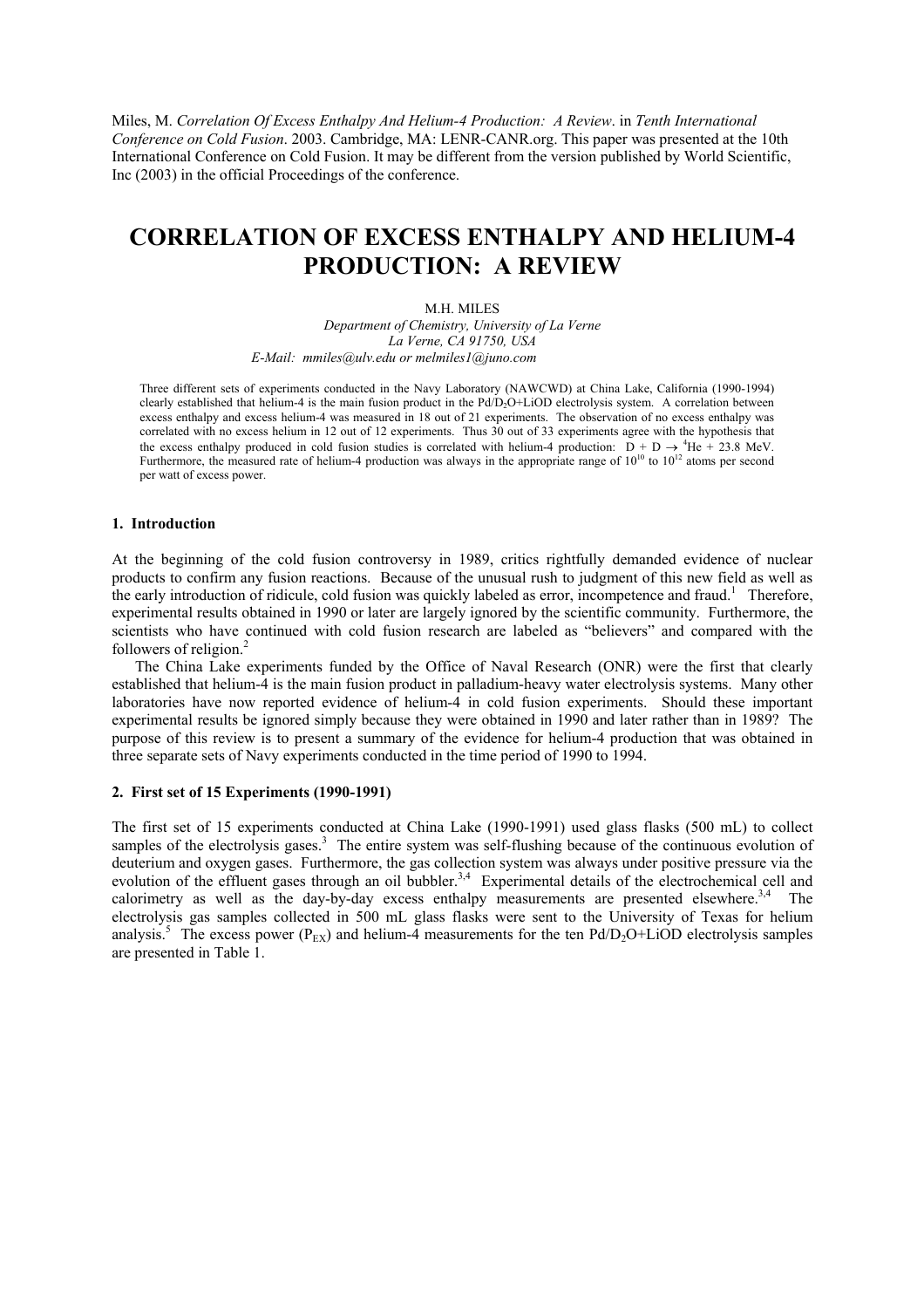Miles, M. *Correlation Of Excess Enthalpy And Helium-4 Production: A Review*. in *Tenth International Conference on Cold Fusion*. 2003. Cambridge, MA: LENR-CANR.org. This paper was presented at the 10th International Conference on Cold Fusion. It may be different from the version published by World Scientific, Inc (2003) in the official Proceedings of the conference.

# CORRELATION OF EXCESS ENTHALPY AND HELIUM-4 PRODUCTION: A REVIEW

M.H. MILES

*Department of Chemistry, University of La Verne*
*La Verne, CA 91750, USA*
*E-Mail: mmiles@ulv.edu or melmiles1@juno.com*

Three different sets of experiments conducted in the Navy Laboratory (NAWCWD) at China Lake, California (1990-1994) clearly established that helium-4 is the main fusion product in the $Pd/D_2O$+LiOD electrolysis system. A correlation between excess enthalpy and excess helium-4 was measured in 18 out of 21 experiments. The observation of no excess enthalpy was correlated with no excess helium in 12 out of 12 experiments. Thus 30 out of 33 experiments agree with the hypothesis that the excess enthalpy produced in cold fusion studies is correlated with helium-4 production: $D + D \rightarrow {}^4He + 23.8$ MeV. Furthermore, the measured rate of helium-4 production was always in the appropriate range of $10^{10}$ to $10^{12}$ atoms per second per watt of excess power.

## 1. Introduction

At the beginning of the cold fusion controversy in 1989, critics rightfully demanded evidence of nuclear products to confirm any fusion reactions. Because of the unusual rush to judgment of this new field as well as the early introduction of ridicule, cold fusion was quickly labeled as error, incompetence and fraud.[1] Therefore, experimental results obtained in 1990 or later are largely ignored by the scientific community. Furthermore, the scientists who have continued with cold fusion research are labeled as "believers" and compared with the followers of religion.[2]

The China Lake experiments funded by the Office of Naval Research (ONR) were the first that clearly established that helium-4 is the main fusion product in palladium-heavy water electrolysis systems. Many other laboratories have now reported evidence of helium-4 in cold fusion experiments. Should these important experimental results be ignored simply because they were obtained in 1990 and later rather than in 1989? The purpose of this review is to present a summary of the evidence for helium-4 production that was obtained in three separate sets of Navy experiments conducted in the time period of 1990 to 1994.

## 2. First set of 15 Experiments (1990-1991)

The first set of 15 experiments conducted at China Lake (1990-1991) used glass flasks (500 mL) to collect samples of the electrolysis gases.[3] The entire system was self-flushing because of the continuous evolution of deuterium and oxygen gases. Furthermore, the gas collection system was always under positive pressure via the evolution of the effluent gases through an oil bubbler.[3,4] Experimental details of the electrochemical cell and calorimetry as well as the day-by-day excess enthalpy measurements are presented elsewhere.[3,4] The electrolysis gas samples collected in 500 mL glass flasks were sent to the University of Texas for helium analysis.[5] The excess power ($P_{EX}$) and helium-4 measurements for the ten $Pd/D_2O$+LiOD electrolysis samples are presented in Table 1.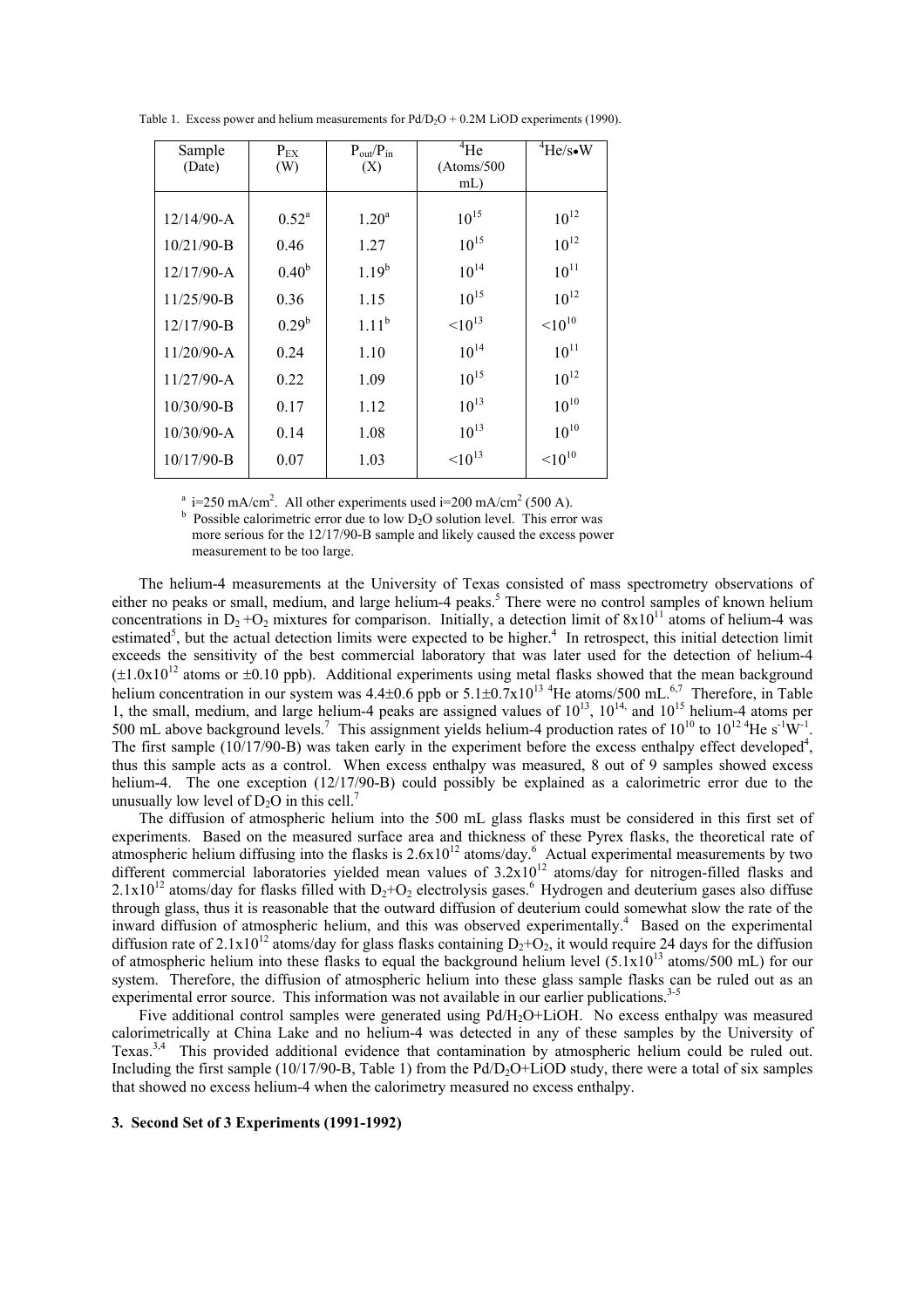Table 1. Excess power and helium measurements for $Pd/D_2O$ + 0.2M LiOD experiments (1990).

| Sample (Date) | $P_{EX}$ (W) | $P_{out}/P_{in}$ (X) | $^4He$ (Atoms/500 mL) | $^4He/s \bullet W$ |
|---|---|---|---|---|
| 12/14/90-A | 0.52[a] | 1.20[a] | $10^{15}$ | $10^{12}$ |
| 10/21/90-B | 0.46 | 1.27 | $10^{15}$ | $10^{12}$ |
| 12/17/90-A | 0.40[b] | 1.19[b] | $10^{14}$ | $10^{11}$ |
| 11/25/90-B | 0.36 | 1.15 | $10^{15}$ | $10^{12}$ |
| 12/17/90-B | 0.29[b] | 1.11[b] | $<10^{13}$ | $<10^{10}$ |
| 11/20/90-A | 0.24 | 1.10 | $10^{14}$ | $10^{11}$ |
| 11/27/90-A | 0.22 | 1.09 | $10^{15}$ | $10^{12}$ |
| 10/30/90-B | 0.17 | 1.12 | $10^{13}$ | $10^{10}$ |
| 10/30/90-A | 0.14 | 1.08 | $10^{13}$ | $10^{10}$ |
| 10/17/90-B | 0.07 | 1.03 | $<10^{13}$ | $<10^{10}$ |

[a] i=250 mA/cm$^2$. All other experiments used i=200 mA/cm$^2$ (500 A).
[b] Possible calorimetric error due to low $D_2O$ solution level. This error was more serious for the 12/17/90-B sample and likely caused the excess power measurement to be too large.

The helium-4 measurements at the University of Texas consisted of mass spectrometry observations of either no peaks or small, medium, and large helium-4 peaks.[5] There were no control samples of known helium concentrations in $D_2+O_2$ mixtures for comparison. Initially, a detection limit of $8x10^{11}$ atoms of helium-4 was estimated[5], but the actual detection limits were expected to be higher.[4] In retrospect, this initial detection limit exceeds the sensitivity of the best commercial laboratory that was later used for the detection of helium-4 ($\pm1.0x10^{12}$ atoms or $\pm0.10$ ppb). Additional experiments using metal flasks showed that the mean background helium concentration in our system was $4.4\pm0.6$ ppb or $5.1\pm0.7x10^{13}$ $^4He$ atoms/500 mL.[6,7] Therefore, in Table 1, the small, medium, and large helium-4 peaks are assigned values of $10^{13}$, $10^{14}$, and $10^{15}$ helium-4 atoms per 500 mL above background levels.[7] This assignment yields helium-4 production rates of $10^{10}$ to $10^{12}$ $^4He$ $s^{-1}W^{-1}$. The first sample (10/17/90-B) was taken early in the experiment before the excess enthalpy effect developed[4], thus this sample acts as a control. When excess enthalpy was measured, 8 out of 9 samples showed excess helium-4. The one exception (12/17/90-B) could possibly be explained as a calorimetric error due to the unusually low level of $D_2O$ in this cell.[7]

The diffusion of atmospheric helium into the 500 mL glass flasks must be considered in this first set of experiments. Based on the measured surface area and thickness of these Pyrex flasks, the theoretical rate of atmospheric helium diffusing into the flasks is $2.6x10^{12}$ atoms/day.[6] Actual experimental measurements by two different commercial laboratories yielded mean values of $3.2x10^{12}$ atoms/day for nitrogen-filled flasks and $2.1x10^{12}$ atoms/day for flasks filled with $D_2+O_2$ electrolysis gases.[6] Hydrogen and deuterium gases also diffuse through glass, thus it is reasonable that the outward diffusion of deuterium could somewhat slow the rate of the inward diffusion of atmospheric helium, and this was observed experimentally.[4] Based on the experimental diffusion rate of $2.1x10^{12}$ atoms/day for glass flasks containing $D_2+O_2$, it would require 24 days for the diffusion of atmospheric helium into these flasks to equal the background helium level ($5.1x10^{13}$ atoms/500 mL) for our system. Therefore, the diffusion of atmospheric helium into these glass sample flasks can be ruled out as an experimental error source. This information was not available in our earlier publications.[3-5]

Five additional control samples were generated using $Pd/H_2O$+LiOH. No excess enthalpy was measured calorimetrically at China Lake and no helium-4 was detected in any of these samples by the University of Texas.[3,4] This provided additional evidence that contamination by atmospheric helium could be ruled out. Including the first sample (10/17/90-B, Table 1) from the $Pd/D_2O$+LiOD study, there were a total of six samples that showed no excess helium-4 when the calorimetry measured no excess enthalpy.

### 3. Second Set of 3 Experiments (1991-1992)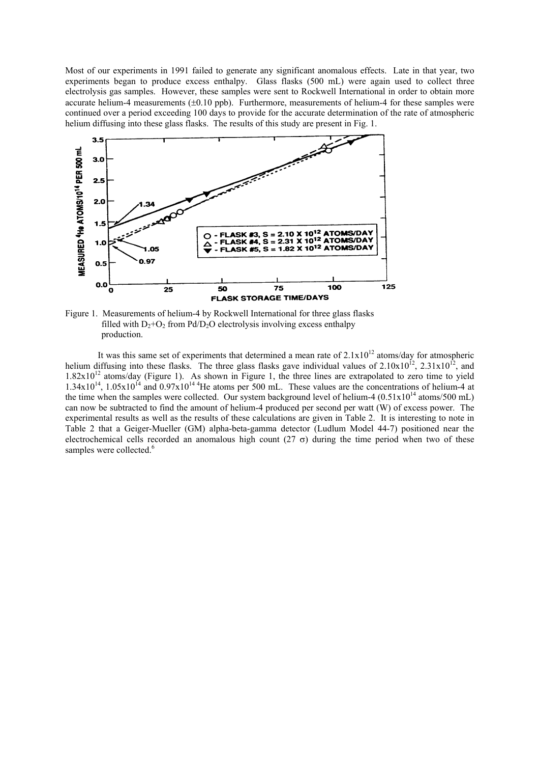Most of our experiments in 1991 failed to generate any significant anomalous effects. Late in that year, two experiments began to produce excess enthalpy. Glass flasks (500 mL) were again used to collect three electrolysis gas samples. However, these samples were sent to Rockwell International in order to obtain more accurate helium-4 measurements (±0.10 ppb). Furthermore, measurements of helium-4 for these samples were continued over a period exceeding 100 days to provide for the accurate determination of the rate of atmospheric helium diffusing into these glass flasks. The results of this study are present in Fig. 1.

MEASURED $^4$He ATOMS/10$^{14}$ PER 500 mL

3.5
3.0
2.5
2.0
1.5
1.0
0.5
0.0

0 25 50 75 100 125

FLASK STORAGE TIME/DAYS

1.34
1.05
0.97

○ - FLASK #3, S = 2.10 X 10$^{12}$ ATOMS/DAY
△ - FLASK #4, S = 2.31 X 10$^{12}$ ATOMS/DAY
▼ - FLASK #5, S = 1.82 X 10$^{12}$ ATOMS/DAY

Figure 1. Measurements of helium-4 by Rockwell International for three glass flasks filled with $D_2$+$O_2$ from Pd/$D_2O$ electrolysis involving excess enthalpy production.

It was this same set of experiments that determined a mean rate of $2.1 \times 10^{12}$ atoms/day for atmospheric helium diffusing into these flasks. The three glass flasks gave individual values of $2.10 \times 10^{12}$, $2.31 \times 10^{12}$, and $1.82 \times 10^{12}$ atoms/day (Figure 1). As shown in Figure 1, the three lines are extrapolated to zero time to yield $1.34 \times 10^{14}$, $1.05 \times 10^{14}$ and $0.97 \times 10^{14}$ $^4$He atoms per 500 mL. These values are the concentrations of helium-4 at the time when the samples were collected. Our system background level of helium-4 ($0.51 \times 10^{14}$ atoms/500 mL) can now be subtracted to find the amount of helium-4 produced per second per watt (W) of excess power. The experimental results as well as the results of these calculations are given in Table 2. It is interesting to note in Table 2 that a Geiger-Mueller (GM) alpha-beta-gamma detector (Ludlum Model 44-7) positioned near the electrochemical cells recorded an anomalous high count (27 $\sigma$) during the time period when two of these samples were collected.[6]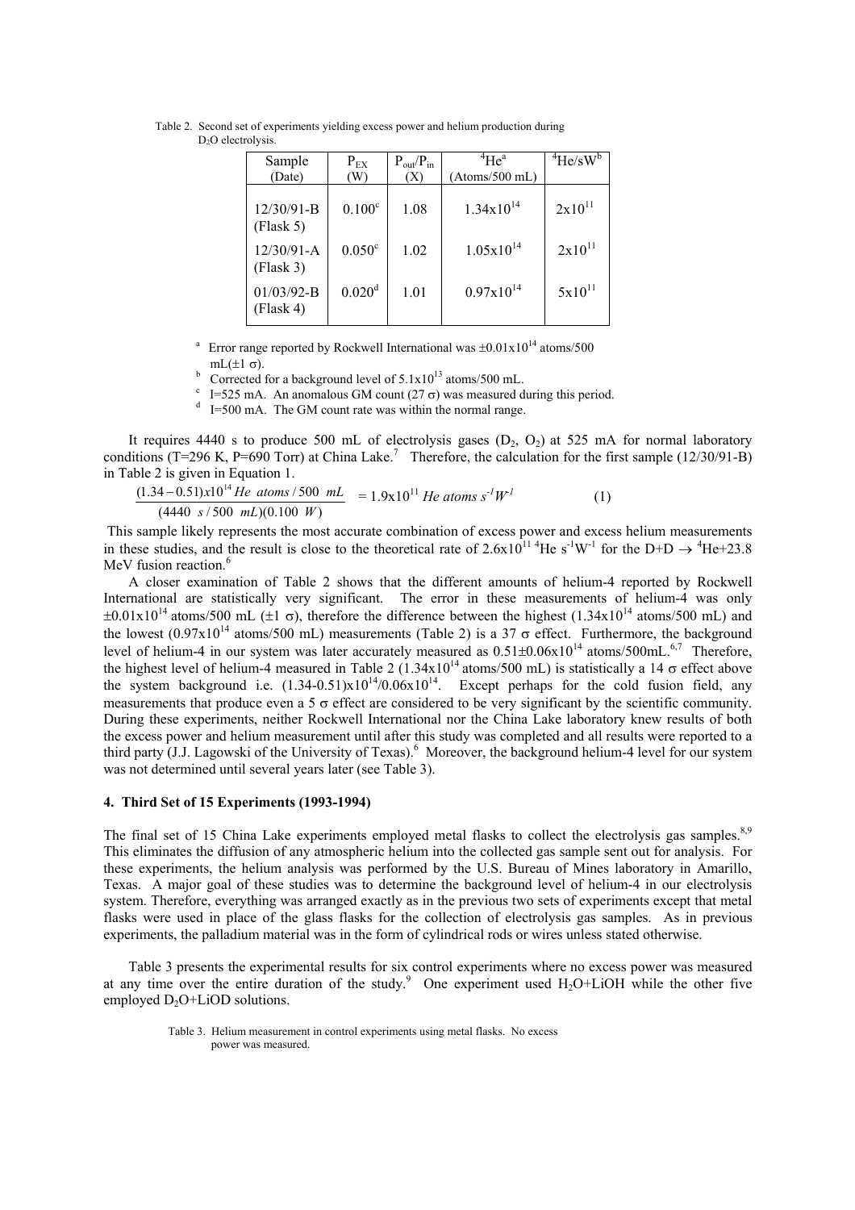Table 2. Second set of experiments yielding excess power and helium production during $D_2O$ electrolysis.

| Sample (Date) | $P_{EX}$ (W) | $P_{out}/P_{in}$ (X) | $^4He^a$ (Atoms/500 mL) | $^4He/sW^b$ |
|---|---|---|---|---|
| 12/30/91-B (Flask 5) | $0.100^c$ | 1.08 | $1.34x10^{14}$ | $2x10^{11}$ |
| 12/30/91-A (Flask 3) | $0.050^c$ | 1.02 | $1.05x10^{14}$ | $2x10^{11}$ |
| 01/03/92-B (Flask 4) | $0.020^d$ | 1.01 | $0.97x10^{14}$ | $5x10^{11}$ |

[a] Error range reported by Rockwell International was $\pm 0.01x10^{14}$ atoms/500 mL($\pm 1$ $\sigma$).

[b] Corrected for a background level of $5.1x10^{13}$ atoms/500 mL.

[c] I=525 mA. An anomalous GM count (27 $\sigma$) was measured during this period.

[d] I=500 mA. The GM count rate was within the normal range.

It requires 4440 s to produce 500 mL of electrolysis gases ($D_2$, $O_2$) at 525 mA for normal laboratory conditions (T=296 K, P=690 Torr) at China Lake.[7] Therefore, the calculation for the first sample (12/30/91-B) in Table 2 is given in Equation 1.

$$\frac{(1.34-0.51)x10^{14}\ He\ atoms/500\ mL}{(4440\ s/500\ mL)(0.100\ W)} = 1.9x10^{11}\ He\ atoms\ s^{-1}W^{-1} \qquad (1)$$

This sample likely represents the most accurate combination of excess power and excess helium measurements in these studies, and the result is close to the theoretical rate of $2.6x10^{11}$ $^4He$ $s^{-1}W^{-1}$ for the $D+D \rightarrow {^4He}+23.8$ MeV fusion reaction.[6]

A closer examination of Table 2 shows that the different amounts of helium-4 reported by Rockwell International are statistically very significant. The error in these measurements of helium-4 was only $\pm 0.01x10^{14}$ atoms/500 mL ($\pm 1$ $\sigma$), therefore the difference between the highest ($1.34x10^{14}$ atoms/500 mL) and the lowest ($0.97x10^{14}$ atoms/500 mL) measurements (Table 2) is a 37 $\sigma$ effect. Furthermore, the background level of helium-4 in our system was later accurately measured as $0.51\pm 0.06x10^{14}$ atoms/500mL.[6,7] Therefore, the highest level of helium-4 measured in Table 2 ($1.34x10^{14}$ atoms/500 mL) is statistically a 14 $\sigma$ effect above the system background i.e. $(1.34\text{-}0.51)x10^{14}/0.06x10^{14}$. Except perhaps for the cold fusion field, any measurements that produce even a 5 $\sigma$ effect are considered to be very significant by the scientific community. During these experiments, neither Rockwell International nor the China Lake laboratory knew results of both the excess power and helium measurement until after this study was completed and all results were reported to a third party (J.J. Lagowski of the University of Texas).[6] Moreover, the background helium-4 level for our system was not determined until several years later (see Table 3).

### 4. Third Set of 15 Experiments (1993-1994)

The final set of 15 China Lake experiments employed metal flasks to collect the electrolysis gas samples.[8,9] This eliminates the diffusion of any atmospheric helium into the collected gas sample sent out for analysis. For these experiments, the helium analysis was performed by the U.S. Bureau of Mines laboratory in Amarillo, Texas. A major goal of these studies was to determine the background level of helium-4 in our electrolysis system. Therefore, everything was arranged exactly as in the previous two sets of experiments except that metal flasks were used in place of the glass flasks for the collection of electrolysis gas samples. As in previous experiments, the palladium material was in the form of cylindrical rods or wires unless stated otherwise.

Table 3 presents the experimental results for six control experiments where no excess power was measured at any time over the entire duration of the study.[9] One experiment used $H_2O$+LiOH while the other five employed $D_2O$+LiOD solutions.

Table 3. Helium measurement in control experiments using metal flasks. No excess power was measured.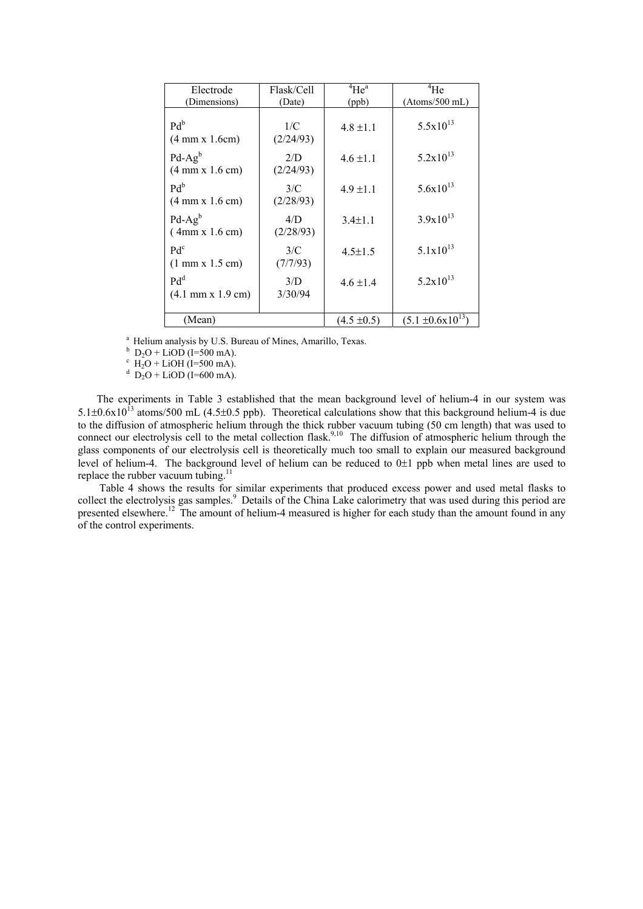| Electrode (Dimensions) | Flask/Cell (Date) | $^4He$[a] (ppb) | $^4He$ (Atoms/500 mL) |
|---|---|---|---|
| Pd[b] (4 mm x 1.6cm) | 1/C (2/24/93) | 4.8 ±1.1 | $5.5x10^{13}$ |
| Pd-Ag[b] (4 mm x 1.6 cm) | 2/D (2/24/93) | 4.6 ±1.1 | $5.2x10^{13}$ |
| Pd[b] (4 mm x 1.6 cm) | 3/C (2/28/93) | 4.9 ±1.1 | $5.6x10^{13}$ |
| Pd-Ag[b] ( 4mm x 1.6 cm) | 4/D (2/28/93) | 3.4±1.1 | $3.9x10^{13}$ |
| Pd[c] (1 mm x 1.5 cm) | 3/C (7/7/93) | 4.5±1.5 | $5.1x10^{13}$ |
| Pd[d] (4.1 mm x 1.9 cm) | 3/D 3/30/94 | 4.6 ±1.4 | $5.2x10^{13}$ |
| (Mean) | | (4.5 ±0.5) | $(5.1 \pm 0.6x10^{13})$ |

[a] Helium analysis by U.S. Bureau of Mines, Amarillo, Texas.
[b] $D_2O$ + LiOD (I=500 mA).
[c] $H_2O$ + LiOH (I=500 mA).
[d] $D_2O$ + LiOD (I=600 mA).

The experiments in Table 3 established that the mean background level of helium-4 in our system was $5.1 \pm 0.6x10^{13}$ atoms/500 mL (4.5±0.5 ppb). Theoretical calculations show that this background helium-4 is due to the diffusion of atmospheric helium through the thick rubber vacuum tubing (50 cm length) that was used to connect our electrolysis cell to the metal collection flask.[9,10] The diffusion of atmospheric helium through the glass components of our electrolysis cell is theoretically much too small to explain our measured background level of helium-4. The background level of helium can be reduced to 0±1 ppb when metal lines are used to replace the rubber vacuum tubing.[11]

Table 4 shows the results for similar experiments that produced excess power and used metal flasks to collect the electrolysis gas samples.[9] Details of the China Lake calorimetry that was used during this period are presented elsewhere.[12] The amount of helium-4 measured is higher for each study than the amount found in any of the control experiments.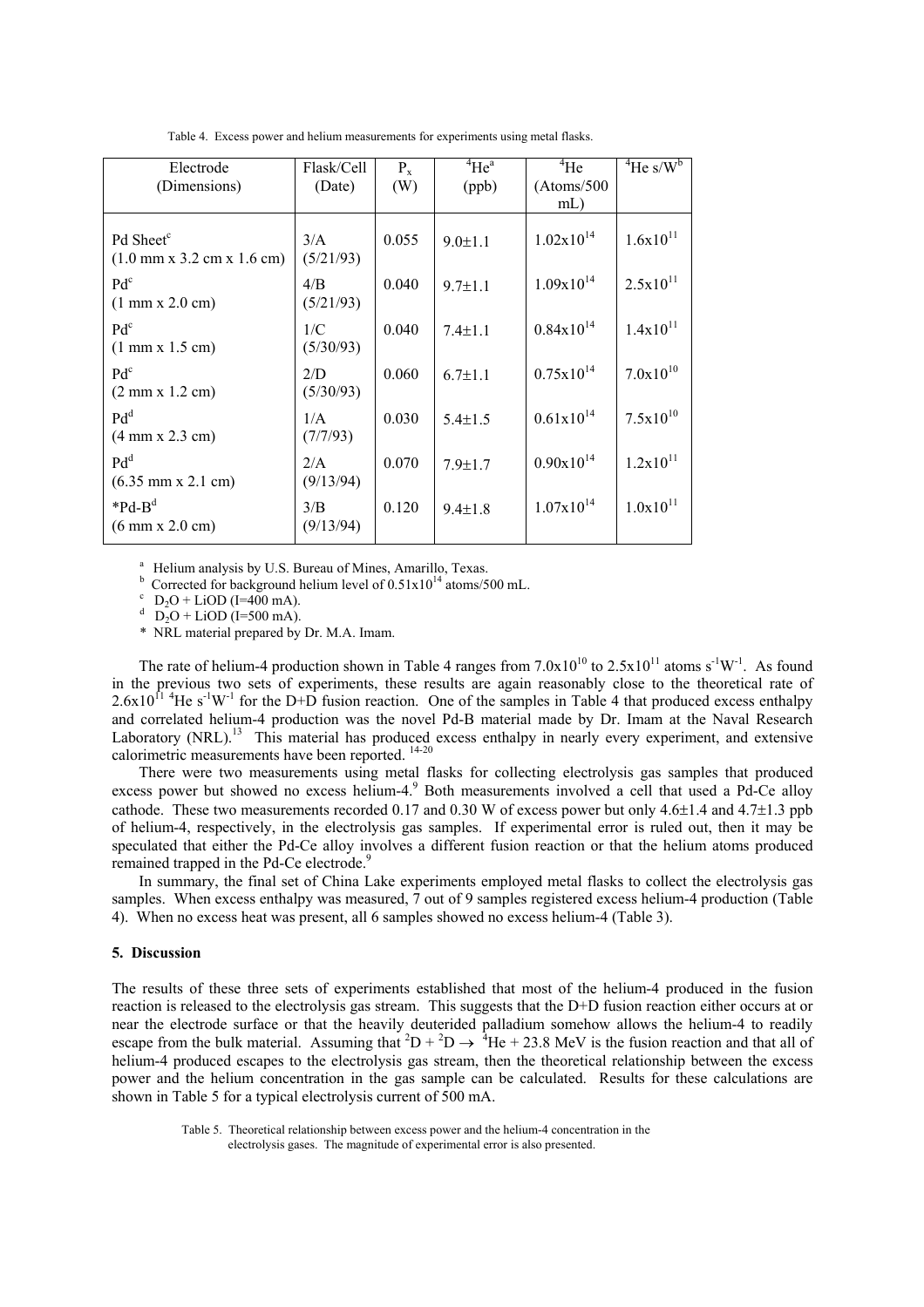Table 4. Excess power and helium measurements for experiments using metal flasks.

| Electrode (Dimensions) | Flask/Cell (Date) | $P_x$ (W) | $^4He^a$ (ppb) | $^4He$ (Atoms/500 mL) | $^4He$ s/W[b] |
|---|---|---|---|---|---|
| Pd Sheet[c] (1.0 mm x 3.2 cm x 1.6 cm) | 3/A (5/21/93) | 0.055 | 9.0±1.1 | $1.02 \times 10^{14}$ | $1.6 \times 10^{11}$ |
| Pd[c] (1 mm x 2.0 cm) | 4/B (5/21/93) | 0.040 | 9.7±1.1 | $1.09 \times 10^{14}$ | $2.5 \times 10^{11}$ |
| Pd[c] (1 mm x 1.5 cm) | 1/C (5/30/93) | 0.040 | 7.4±1.1 | $0.84 \times 10^{14}$ | $1.4 \times 10^{11}$ |
| Pd[c] (2 mm x 1.2 cm) | 2/D (5/30/93) | 0.060 | 6.7±1.1 | $0.75 \times 10^{14}$ | $7.0 \times 10^{10}$ |
| Pd[d] (4 mm x 2.3 cm) | 1/A (7/7/93) | 0.030 | 5.4±1.5 | $0.61 \times 10^{14}$ | $7.5 \times 10^{10}$ |
| Pd[d] (6.35 mm x 2.1 cm) | 2/A (9/13/94) | 0.070 | 7.9±1.7 | $0.90 \times 10^{14}$ | $1.2 \times 10^{11}$ |
| *Pd-B[d] (6 mm x 2.0 cm) | 3/B (9/13/94) | 0.120 | 9.4±1.8 | $1.07 \times 10^{14}$ | $1.0 \times 10^{11}$ |

[a] Helium analysis by U.S. Bureau of Mines, Amarillo, Texas.
[b] Corrected for background helium level of $0.51 \times 10^{14}$ atoms/500 mL.
[c] $D_2O$ + LiOD (I=400 mA).
[d] $D_2O$ + LiOD (I=500 mA).
* NRL material prepared by Dr. M.A. Imam.

The rate of helium-4 production shown in Table 4 ranges from $7.0 \times 10^{10}$ to $2.5 \times 10^{11}$ atoms $s^{-1}W^{-1}$. As found in the previous two sets of experiments, these results are again reasonably close to the theoretical rate of $2.6 \times 10^{11}$ $^4He$ $s^{-1}W^{-1}$ for the D+D fusion reaction. One of the samples in Table 4 that produced excess enthalpy and correlated helium-4 production was the novel Pd-B material made by Dr. Imam at the Naval Research Laboratory (NRL).[13] This material has produced excess enthalpy in nearly every experiment, and extensive calorimetric measurements have been reported.[14-20]

There were two measurements using metal flasks for collecting electrolysis gas samples that produced excess power but showed no excess helium-4.[9] Both measurements involved a cell that used a Pd-Ce alloy cathode. These two measurements recorded 0.17 and 0.30 W of excess power but only 4.6±1.4 and 4.7±1.3 ppb of helium-4, respectively, in the electrolysis gas samples. If experimental error is ruled out, then it may be speculated that either the Pd-Ce alloy involves a different fusion reaction or that the helium atoms produced remained trapped in the Pd-Ce electrode.[9]

In summary, the final set of China Lake experiments employed metal flasks to collect the electrolysis gas samples. When excess enthalpy was measured, 7 out of 9 samples registered excess helium-4 production (Table 4). When no excess heat was present, all 6 samples showed no excess helium-4 (Table 3).

## 5. Discussion

The results of these three sets of experiments established that most of the helium-4 produced in the fusion reaction is released to the electrolysis gas stream. This suggests that the D+D fusion reaction either occurs at or near the electrode surface or that the heavily deuterided palladium somehow allows the helium-4 to readily escape from the bulk material. Assuming that $^2D + ^2D \rightarrow ^4He + 23.8$ MeV is the fusion reaction and that all of helium-4 produced escapes to the electrolysis gas stream, then the theoretical relationship between the excess power and the helium concentration in the gas sample can be calculated. Results for these calculations are shown in Table 5 for a typical electrolysis current of 500 mA.

Table 5. Theoretical relationship between excess power and the helium-4 concentration in the electrolysis gases. The magnitude of experimental error is also presented.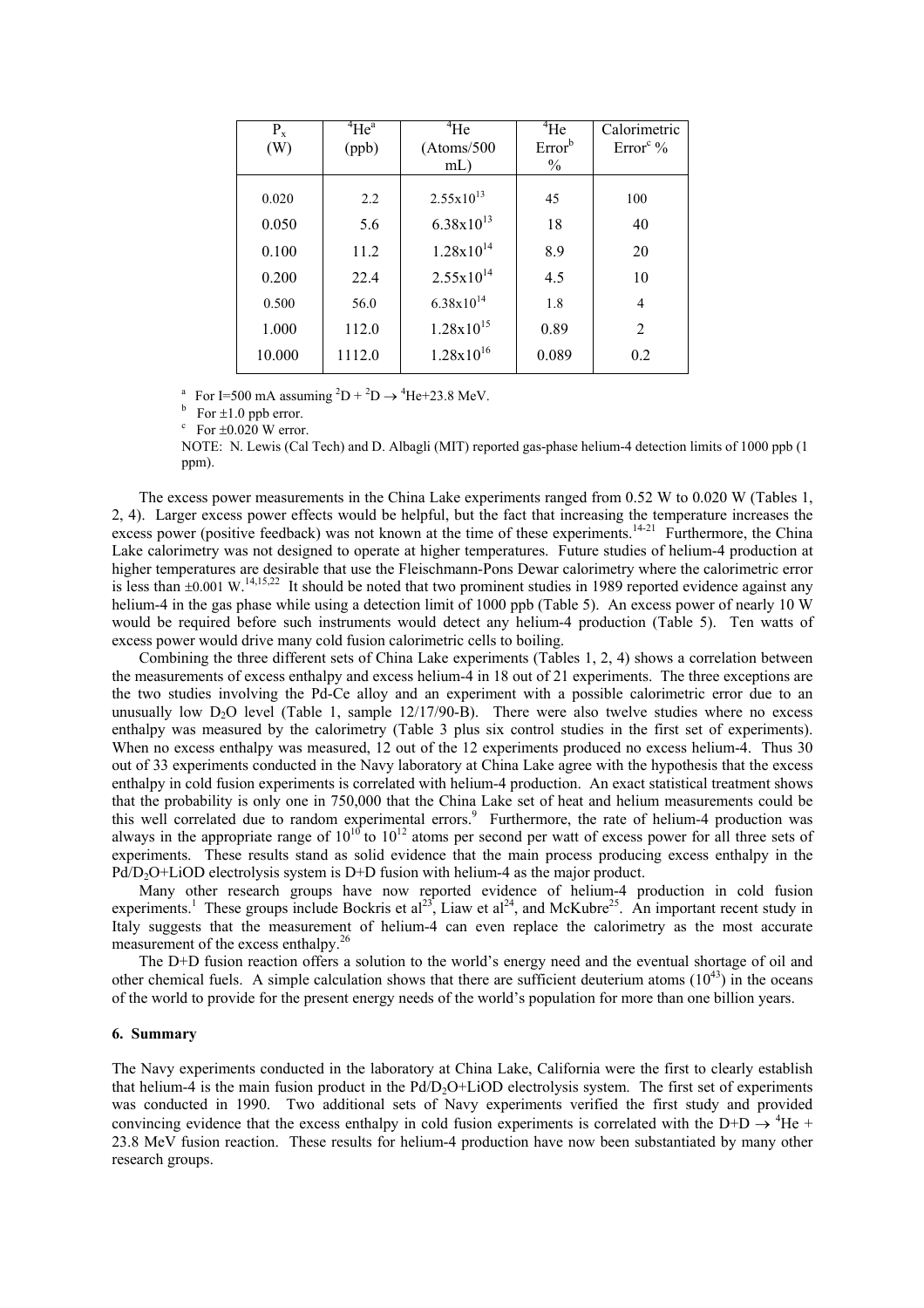| $P_x$ (W) | $^4He$[a] (ppb) | $^4He$ (Atoms/500 mL) | $^4He$ Error[b] % | Calorimetric Error[c] % |
|---|---|---|---|---|
| 0.020 | 2.2 | $2.55x10^{13}$ | 45 | 100 |
| 0.050 | 5.6 | $6.38x10^{13}$ | 18 | 40 |
| 0.100 | 11.2 | $1.28x10^{14}$ | 8.9 | 20 |
| 0.200 | 22.4 | $2.55x10^{14}$ | 4.5 | 10 |
| 0.500 | 56.0 | $6.38x10^{14}$ | 1.8 | 4 |
| 1.000 | 112.0 | $1.28x10^{15}$ | 0.89 | 2 |
| 10.000 | 1112.0 | $1.28x10^{16}$ | 0.089 | 0.2 |

[a] For I=500 mA assuming $^2D + ^2D \rightarrow ^4He + 23.8$ MeV.

[b] For ±1.0 ppb error.

[c] For ±0.020 W error.

NOTE: N. Lewis (Cal Tech) and D. Albagli (MIT) reported gas-phase helium-4 detection limits of 1000 ppb (1 ppm).

The excess power measurements in the China Lake experiments ranged from 0.52 W to 0.020 W (Tables 1, 2, 4). Larger excess power effects would be helpful, but the fact that increasing the temperature increases the excess power (positive feedback) was not known at the time of these experiments.[14-21] Furthermore, the China Lake calorimetry was not designed to operate at higher temperatures. Future studies of helium-4 production at higher temperatures are desirable that use the Fleischmann-Pons Dewar calorimetry where the calorimetric error is less than ±0.001 W.[14,15,22] It should be noted that two prominent studies in 1989 reported evidence against any helium-4 in the gas phase while using a detection limit of 1000 ppb (Table 5). An excess power of nearly 10 W would be required before such instruments would detect any helium-4 production (Table 5). Ten watts of excess power would drive many cold fusion calorimetric cells to boiling.

Combining the three different sets of China Lake experiments (Tables 1, 2, 4) shows a correlation between the measurements of excess enthalpy and excess helium-4 in 18 out of 21 experiments. The three exceptions are the two studies involving the Pd-Ce alloy and an experiment with a possible calorimetric error due to an unusually low $D_2O$ level (Table 1, sample 12/17/90-B). There were also twelve studies where no excess enthalpy was measured by the calorimetry (Table 3 plus six control studies in the first set of experiments). When no excess enthalpy was measured, 12 out of the 12 experiments produced no excess helium-4. Thus 30 out of 33 experiments conducted in the Navy laboratory at China Lake agree with the hypothesis that the excess enthalpy in cold fusion experiments is correlated with helium-4 production. An exact statistical treatment shows that the probability is only one in 750,000 that the China Lake set of heat and helium measurements could be this well correlated due to random experimental errors.[9] Furthermore, the rate of helium-4 production was always in the appropriate range of $10^{10}$ to $10^{12}$ atoms per second per watt of excess power for all three sets of experiments. These results stand as solid evidence that the main process producing excess enthalpy in the $Pd/D_2O$+LiOD electrolysis system is D+D fusion with helium-4 as the major product.

Many other research groups have now reported evidence of helium-4 production in cold fusion experiments.[1] These groups include Bockris et al[23], Liaw et al[24], and McKubre[25]. An important recent study in Italy suggests that the measurement of helium-4 can even replace the calorimetry as the most accurate measurement of the excess enthalpy.[26]

The D+D fusion reaction offers a solution to the world's energy need and the eventual shortage of oil and other chemical fuels. A simple calculation shows that there are sufficient deuterium atoms ($10^{43}$) in the oceans of the world to provide for the present energy needs of the world's population for more than one billion years.

### 6. Summary

The Navy experiments conducted in the laboratory at China Lake, California were the first to clearly establish that helium-4 is the main fusion product in the $Pd/D_2O$+LiOD electrolysis system. The first set of experiments was conducted in 1990. Two additional sets of Navy experiments verified the first study and provided convincing evidence that the excess enthalpy in cold fusion experiments is correlated with the $D+D \rightarrow ^4He + 23.8$ MeV fusion reaction. These results for helium-4 production have now been substantiated by many other research groups.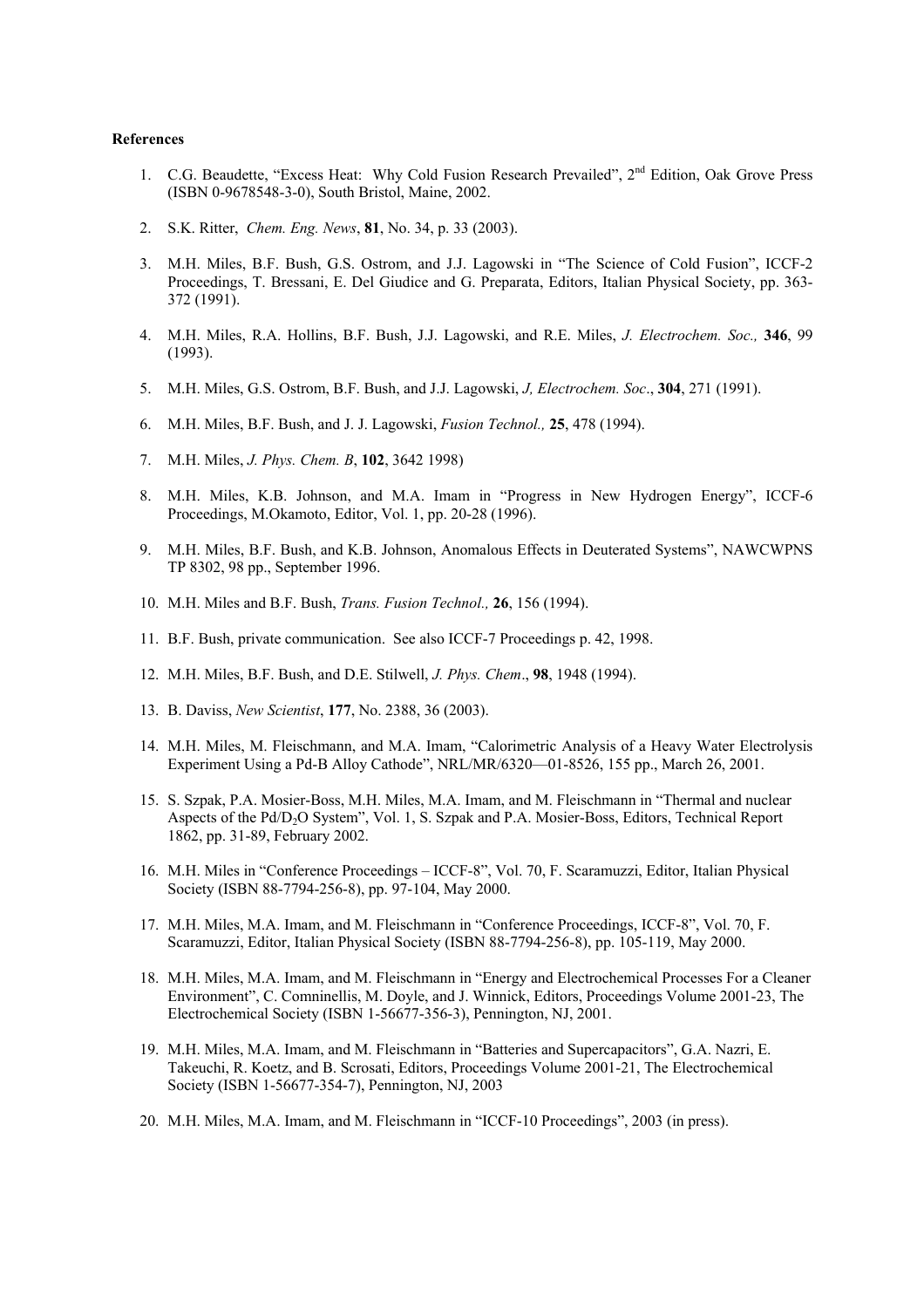**References**

1. C.G. Beaudette, "Excess Heat: Why Cold Fusion Research Prevailed", 2[nd] Edition, Oak Grove Press (ISBN 0-9678548-3-0), South Bristol, Maine, 2002.

2. S.K. Ritter, *Chem. Eng. News*, **81**, No. 34, p. 33 (2003).

3. M.H. Miles, B.F. Bush, G.S. Ostrom, and J.J. Lagowski in "The Science of Cold Fusion", ICCF-2 Proceedings, T. Bressani, E. Del Giudice and G. Preparata, Editors, Italian Physical Society, pp. 363-372 (1991).

4. M.H. Miles, R.A. Hollins, B.F. Bush, J.J. Lagowski, and R.E. Miles, *J. Electrochem. Soc.,* **346**, 99 (1993).

5. M.H. Miles, G.S. Ostrom, B.F. Bush, and J.J. Lagowski, *J, Electrochem. Soc*., **304**, 271 (1991).

6. M.H. Miles, B.F. Bush, and J. J. Lagowski, *Fusion Technol.,* **25**, 478 (1994).

7. M.H. Miles, *J. Phys. Chem. B*, **102**, 3642 1998)

8. M.H. Miles, K.B. Johnson, and M.A. Imam in "Progress in New Hydrogen Energy", ICCF-6 Proceedings, M.Okamoto, Editor, Vol. 1, pp. 20-28 (1996).

9. M.H. Miles, B.F. Bush, and K.B. Johnson, Anomalous Effects in Deuterated Systems", NAWCWPNS TP 8302, 98 pp., September 1996.

10. M.H. Miles and B.F. Bush, *Trans. Fusion Technol.,* **26**, 156 (1994).

11. B.F. Bush, private communication. See also ICCF-7 Proceedings p. 42, 1998.

12. M.H. Miles, B.F. Bush, and D.E. Stilwell, *J. Phys. Chem*., **98**, 1948 (1994).

13. B. Daviss, *New Scientist*, **177**, No. 2388, 36 (2003).

14. M.H. Miles, M. Fleischmann, and M.A. Imam, "Calorimetric Analysis of a Heavy Water Electrolysis Experiment Using a Pd-B Alloy Cathode", NRL/MR/6320—01-8526, 155 pp., March 26, 2001.

15. S. Szpak, P.A. Mosier-Boss, M.H. Miles, M.A. Imam, and M. Fleischmann in "Thermal and nuclear Aspects of the Pd/$D_2O$ System", Vol. 1, S. Szpak and P.A. Mosier-Boss, Editors, Technical Report 1862, pp. 31-89, February 2002.

16. M.H. Miles in "Conference Proceedings – ICCF-8", Vol. 70, F. Scaramuzzi, Editor, Italian Physical Society (ISBN 88-7794-256-8), pp. 97-104, May 2000.

17. M.H. Miles, M.A. Imam, and M. Fleischmann in "Conference Proceedings, ICCF-8", Vol. 70, F. Scaramuzzi, Editor, Italian Physical Society (ISBN 88-7794-256-8), pp. 105-119, May 2000.

18. M.H. Miles, M.A. Imam, and M. Fleischmann in "Energy and Electrochemical Processes For a Cleaner Environment", C. Comninellis, M. Doyle, and J. Winnick, Editors, Proceedings Volume 2001-23, The Electrochemical Society (ISBN 1-56677-356-3), Pennington, NJ, 2001.

19. M.H. Miles, M.A. Imam, and M. Fleischmann in "Batteries and Supercapacitors", G.A. Nazri, E. Takeuchi, R. Koetz, and B. Scrosati, Editors, Proceedings Volume 2001-21, The Electrochemical Society (ISBN 1-56677-354-7), Pennington, NJ, 2003

20. M.H. Miles, M.A. Imam, and M. Fleischmann in "ICCF-10 Proceedings", 2003 (in press).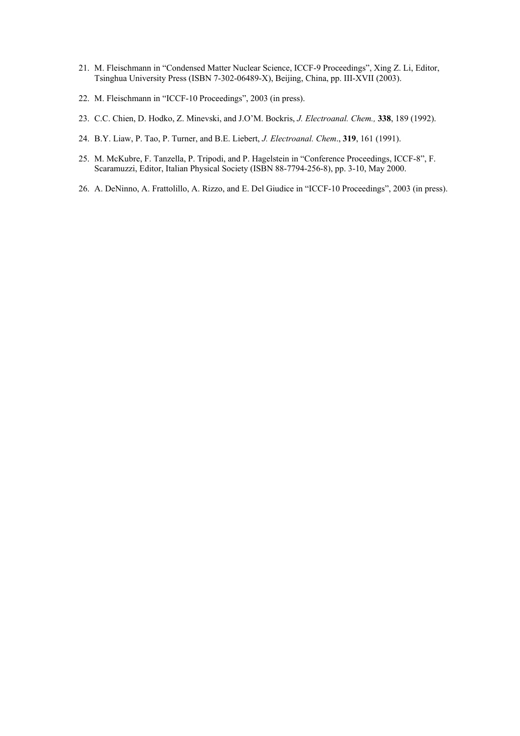21. M. Fleischmann in "Condensed Matter Nuclear Science, ICCF-9 Proceedings", Xing Z. Li, Editor, Tsinghua University Press (ISBN 7-302-06489-X), Beijing, China, pp. III-XVII (2003).

22. M. Fleischmann in "ICCF-10 Proceedings", 2003 (in press).

23. C.C. Chien, D. Hodko, Z. Minevski, and J.O'M. Bockris, *J. Electroanal. Chem.,* **338**, 189 (1992).

24. B.Y. Liaw, P. Tao, P. Turner, and B.E. Liebert, *J. Electroanal. Chem*., **319**, 161 (1991).

25. M. McKubre, F. Tanzella, P. Tripodi, and P. Hagelstein in "Conference Proceedings, ICCF-8", F. Scaramuzzi, Editor, Italian Physical Society (ISBN 88-7794-256-8), pp. 3-10, May 2000.

26. A. DeNinno, A. Frattolillo, A. Rizzo, and E. Del Giudice in "ICCF-10 Proceedings", 2003 (in press).